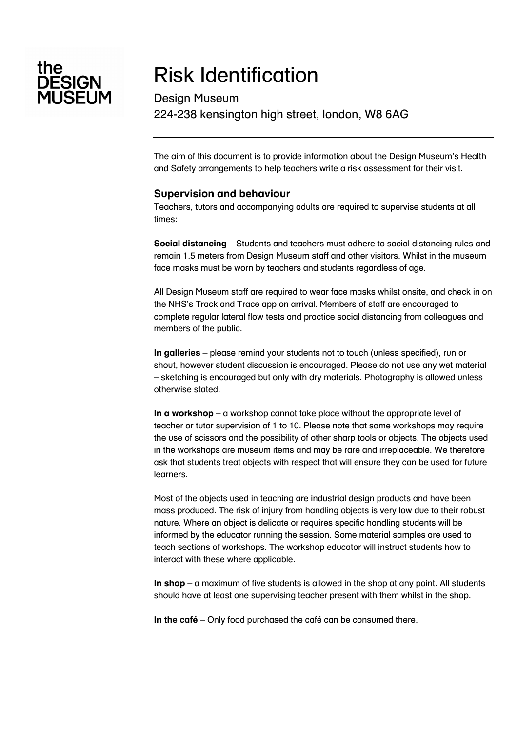the DESIGN MUSEUM

# Risk Identification

Design Museum
224-238 kensington high street, london, W8 6AG

---

The aim of this document is to provide information about the Design Museum's Health and Safety arrangements to help teachers write a risk assessment for their visit.

### Supervision and behaviour

Teachers, tutors and accompanying adults are required to supervise students at all times:

**Social distancing** – Students and teachers must adhere to social distancing rules and remain 1.5 meters from Design Museum staff and other visitors. Whilst in the museum face masks must be worn by teachers and students regardless of age.

All Design Museum staff are required to wear face masks whilst onsite, and check in on the NHS's Track and Trace app on arrival. Members of staff are encouraged to complete regular lateral flow tests and practice social distancing from colleagues and members of the public.

**In galleries** – please remind your students not to touch (unless specified), run or shout, however student discussion is encouraged. Please do not use any wet material – sketching is encouraged but only with dry materials. Photography is allowed unless otherwise stated.

**In a workshop** – a workshop cannot take place without the appropriate level of teacher or tutor supervision of 1 to 10. Please note that some workshops may require the use of scissors and the possibility of other sharp tools or objects. The objects used in the workshops are museum items and may be rare and irreplaceable. We therefore ask that students treat objects with respect that will ensure they can be used for future learners.

Most of the objects used in teaching are industrial design products and have been mass produced. The risk of injury from handling objects is very low due to their robust nature. Where an object is delicate or requires specific handling students will be informed by the educator running the session. Some material samples are used to teach sections of workshops. The workshop educator will instruct students how to interact with these where applicable.

**In shop** – a maximum of five students is allowed in the shop at any point. All students should have at least one supervising teacher present with them whilst in the shop.

**In the café** – Only food purchased the café can be consumed there.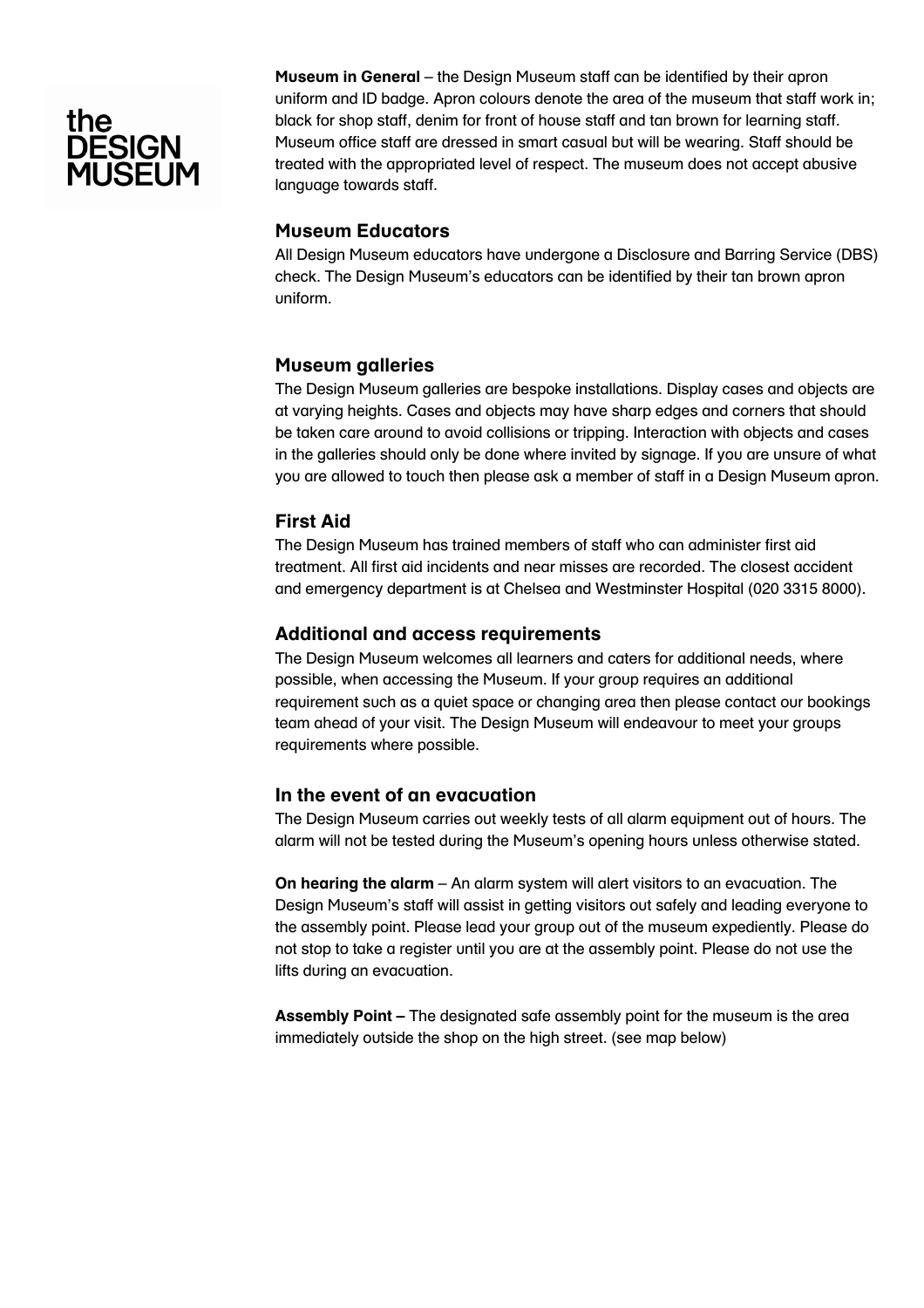the DESIGN MUSEUM

**Museum in General** – the Design Museum staff can be identified by their apron uniform and ID badge. Apron colours denote the area of the museum that staff work in; black for shop staff, denim for front of house staff and tan brown for learning staff. Museum office staff are dressed in smart casual but will be wearing. Staff should be treated with the appropriated level of respect. The museum does not accept abusive language towards staff.

## Museum Educators

All Design Museum educators have undergone a Disclosure and Barring Service (DBS) check. The Design Museum's educators can be identified by their tan brown apron uniform.

## Museum galleries

The Design Museum galleries are bespoke installations. Display cases and objects are at varying heights. Cases and objects may have sharp edges and corners that should be taken care around to avoid collisions or tripping. Interaction with objects and cases in the galleries should only be done where invited by signage. If you are unsure of what you are allowed to touch then please ask a member of staff in a Design Museum apron.

## First Aid

The Design Museum has trained members of staff who can administer first aid treatment. All first aid incidents and near misses are recorded. The closest accident and emergency department is at Chelsea and Westminster Hospital (020 3315 8000).

## Additional and access requirements

The Design Museum welcomes all learners and caters for additional needs, where possible, when accessing the Museum. If your group requires an additional requirement such as a quiet space or changing area then please contact our bookings team ahead of your visit. The Design Museum will endeavour to meet your groups requirements where possible.

## In the event of an evacuation

The Design Museum carries out weekly tests of all alarm equipment out of hours. The alarm will not be tested during the Museum's opening hours unless otherwise stated.

**On hearing the alarm** – An alarm system will alert visitors to an evacuation. The Design Museum's staff will assist in getting visitors out safely and leading everyone to the assembly point. Please lead your group out of the museum expediently. Please do not stop to take a register until you are at the assembly point. Please do not use the lifts during an evacuation.

**Assembly Point –** The designated safe assembly point for the museum is the area immediately outside the shop on the high street. (see map below)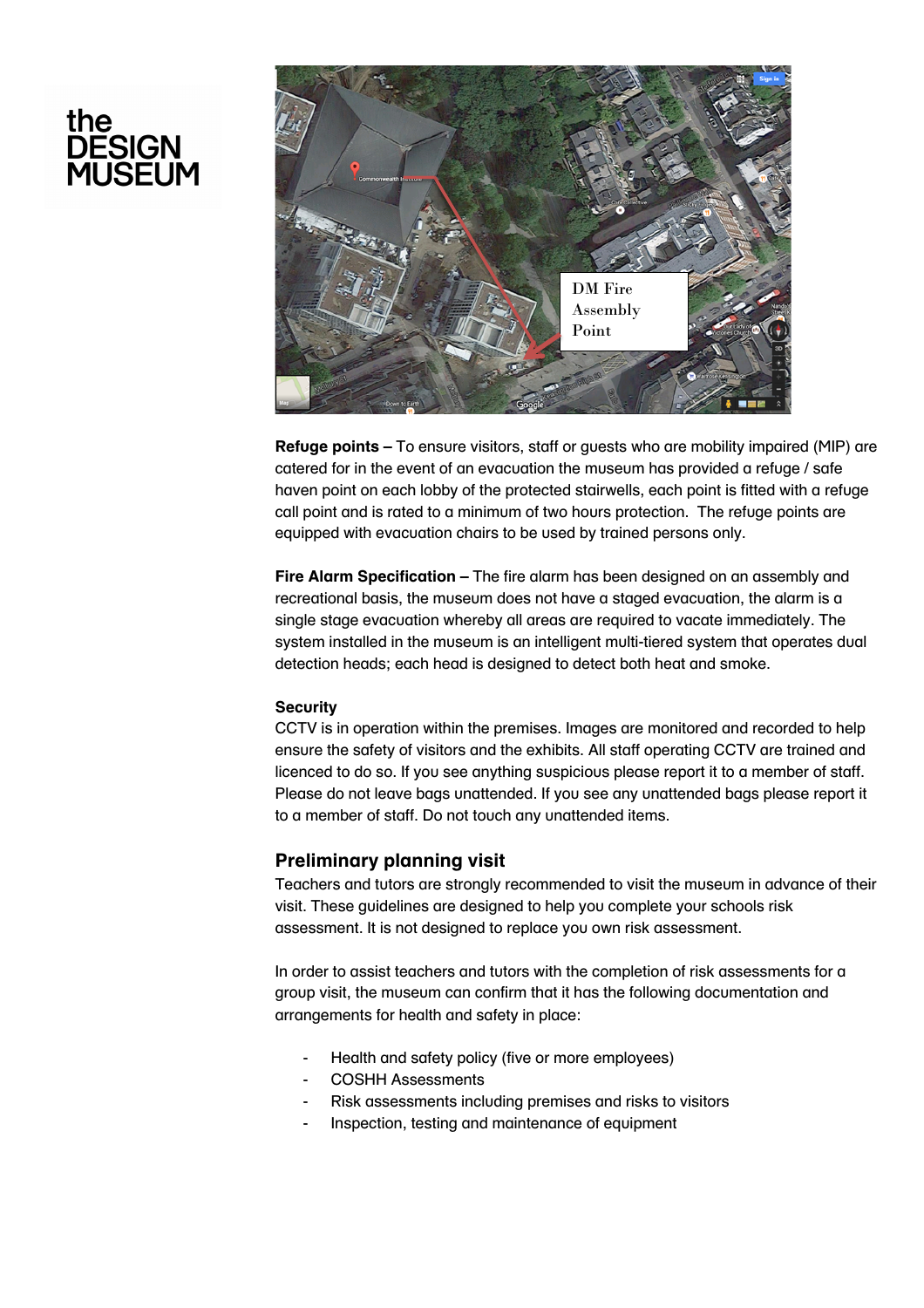Refuge points – To ensure visitors, staff or guests who are mobility impaired (MIP) are catered for in the event of an evacuation the museum has provided a refuge / safe haven point on each lobby of the protected stairwells, each point is fitted with a refuge call point and is rated to a minimum of two hours protection. The refuge points are equipped with evacuation chairs to be used by trained persons only.

**Fire Alarm Specification –** The fire alarm has been designed on an assembly and recreational basis, the museum does not have a staged evacuation, the alarm is a single stage evacuation whereby all areas are required to vacate immediately. The system installed in the museum is an intelligent multi-tiered system that operates dual detection heads; each head is designed to detect both heat and smoke.

**Security**

CCTV is in operation within the premises. Images are monitored and recorded to help ensure the safety of visitors and the exhibits. All staff operating CCTV are trained and licenced to do so. If you see anything suspicious please report it to a member of staff. Please do not leave bags unattended. If you see any unattended bags please report it to a member of staff. Do not touch any unattended items.

## Preliminary planning visit

Teachers and tutors are strongly recommended to visit the museum in advance of their visit. These guidelines are designed to help you complete your schools risk assessment. It is not designed to replace you own risk assessment.

In order to assist teachers and tutors with the completion of risk assessments for a group visit, the museum can confirm that it has the following documentation and arrangements for health and safety in place:

- Health and safety policy (five or more employees)
- COSHH Assessments
- Risk assessments including premises and risks to visitors
- Inspection, testing and maintenance of equipment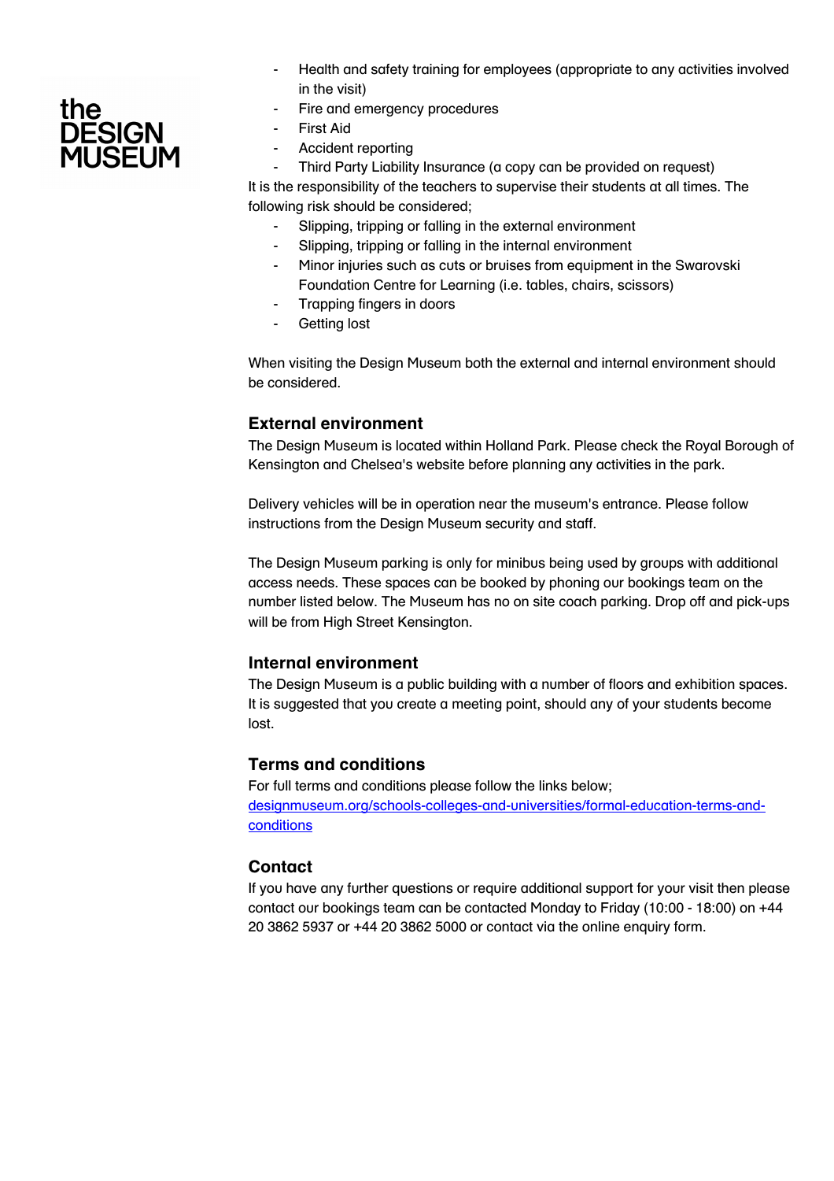- Health and safety training for employees (appropriate to any activities involved in the visit)
- Fire and emergency procedures
- First Aid
- Accident reporting
- Third Party Liability Insurance (a copy can be provided on request)

It is the responsibility of the teachers to supervise their students at all times. The following risk should be considered;

- Slipping, tripping or falling in the external environment
- Slipping, tripping or falling in the internal environment
- Minor injuries such as cuts or bruises from equipment in the Swarovski Foundation Centre for Learning (i.e. tables, chairs, scissors)
- Trapping fingers in doors
- Getting lost

When visiting the Design Museum both the external and internal environment should be considered.

### External environment

The Design Museum is located within Holland Park. Please check the Royal Borough of Kensington and Chelsea's website before planning any activities in the park.

Delivery vehicles will be in operation near the museum's entrance. Please follow instructions from the Design Museum security and staff.

The Design Museum parking is only for minibus being used by groups with additional access needs. These spaces can be booked by phoning our bookings team on the number listed below. The Museum has no on site coach parking. Drop off and pick-ups will be from High Street Kensington.

### Internal environment

The Design Museum is a public building with a number of floors and exhibition spaces. It is suggested that you create a meeting point, should any of your students become lost.

### Terms and conditions

For full terms and conditions please follow the links below;
[designmuseum.org/schools-colleges-and-universities/formal-education-terms-and-conditions](designmuseum.org/schools-colleges-and-universities/formal-education-terms-and-conditions)

### Contact

If you have any further questions or require additional support for your visit then please contact our bookings team can be contacted Monday to Friday (10:00 - 18:00) on +44 20 3862 5937 or +44 20 3862 5000 or contact via the online enquiry form.